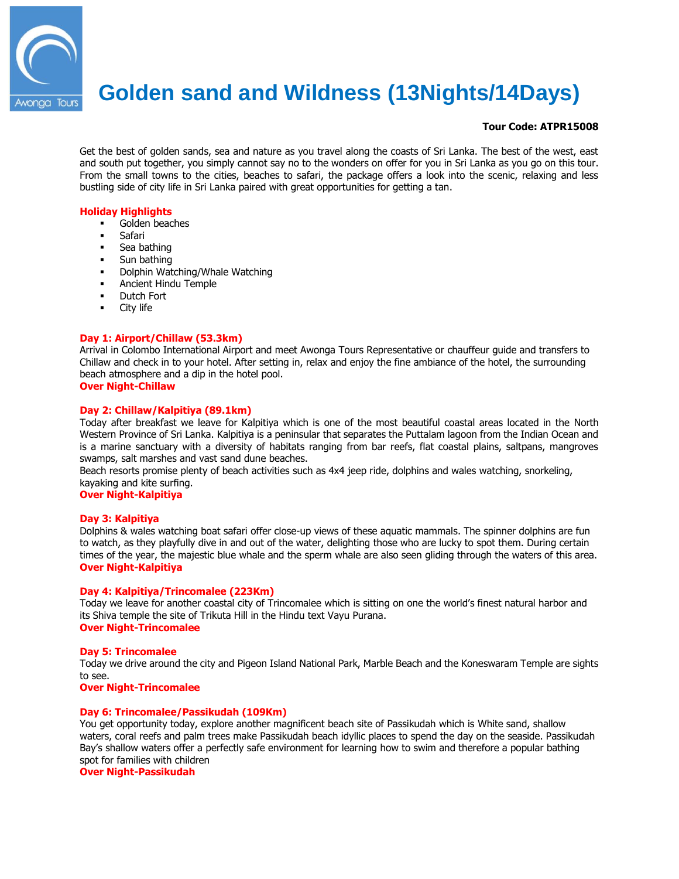# Golden sand and Wildness (13Nights/14Days)

**Tour Code: ATPR15008**

Get the best of golden sands, sea and nature as you travel along the coasts of Sri Lanka. The best of the west, east and south put together, you simply cannot say no to the wonders on offer for you in Sri Lanka as you go on this tour. From the small towns to the cities, beaches to safari, the package offers a look into the scenic, relaxing and less bustling side of city life in Sri Lanka paired with great opportunities for getting a tan.

**Holiday Highlights**

- Golden beaches
- Safari
- Sea bathing
- Sun bathing
- Dolphin Watching/Whale Watching
- Ancient Hindu Temple
- Dutch Fort
- City life

**Day 1: Airport/Chillaw (53.3km)**

Arrival in Colombo International Airport and meet Awonga Tours Representative or chauffeur guide and transfers to Chillaw and check in to your hotel. After setting in, relax and enjoy the fine ambiance of the hotel, the surrounding beach atmosphere and a dip in the hotel pool.

**Over Night-Chillaw**

**Day 2: Chillaw/Kalpitiya (89.1km)**

Today after breakfast we leave for Kalpitiya which is one of the most beautiful coastal areas located in the North Western Province of Sri Lanka. Kalpitiya is a peninsular that separates the Puttalam lagoon from the Indian Ocean and is a marine sanctuary with a diversity of habitats ranging from bar reefs, flat coastal plains, saltpans, mangroves swamps, salt marshes and vast sand dune beaches.

Beach resorts promise plenty of beach activities such as 4x4 jeep ride, dolphins and wales watching, snorkeling, kayaking and kite surfing.

**Over Night-Kalpitiya**

**Day 3: Kalpitiya**

Dolphins & wales watching boat safari offer close-up views of these aquatic mammals. The spinner dolphins are fun to watch, as they playfully dive in and out of the water, delighting those who are lucky to spot them. During certain times of the year, the majestic blue whale and the sperm whale are also seen gliding through the waters of this area.

**Over Night-Kalpitiya**

**Day 4: Kalpitiya/Trincomalee (223Km)**

Today we leave for another coastal city of Trincomalee which is sitting on one the world's finest natural harbor and its Shiva temple the site of Trikuta Hill in the Hindu text Vayu Purana.

**Over Night-Trincomalee**

**Day 5: Trincomalee**

Today we drive around the city and Pigeon Island National Park, Marble Beach and the Koneswaram Temple are sights to see.

**Over Night-Trincomalee**

**Day 6: Trincomalee/Passikudah (109Km)**

You get opportunity today, explore another magnificent beach site of Passikudah which is White sand, shallow waters, coral reefs and palm trees make Passikudah beach idyllic places to spend the day on the seaside. Passikudah Bay's shallow waters offer a perfectly safe environment for learning how to swim and therefore a popular bathing spot for families with children

**Over Night-Passikudah**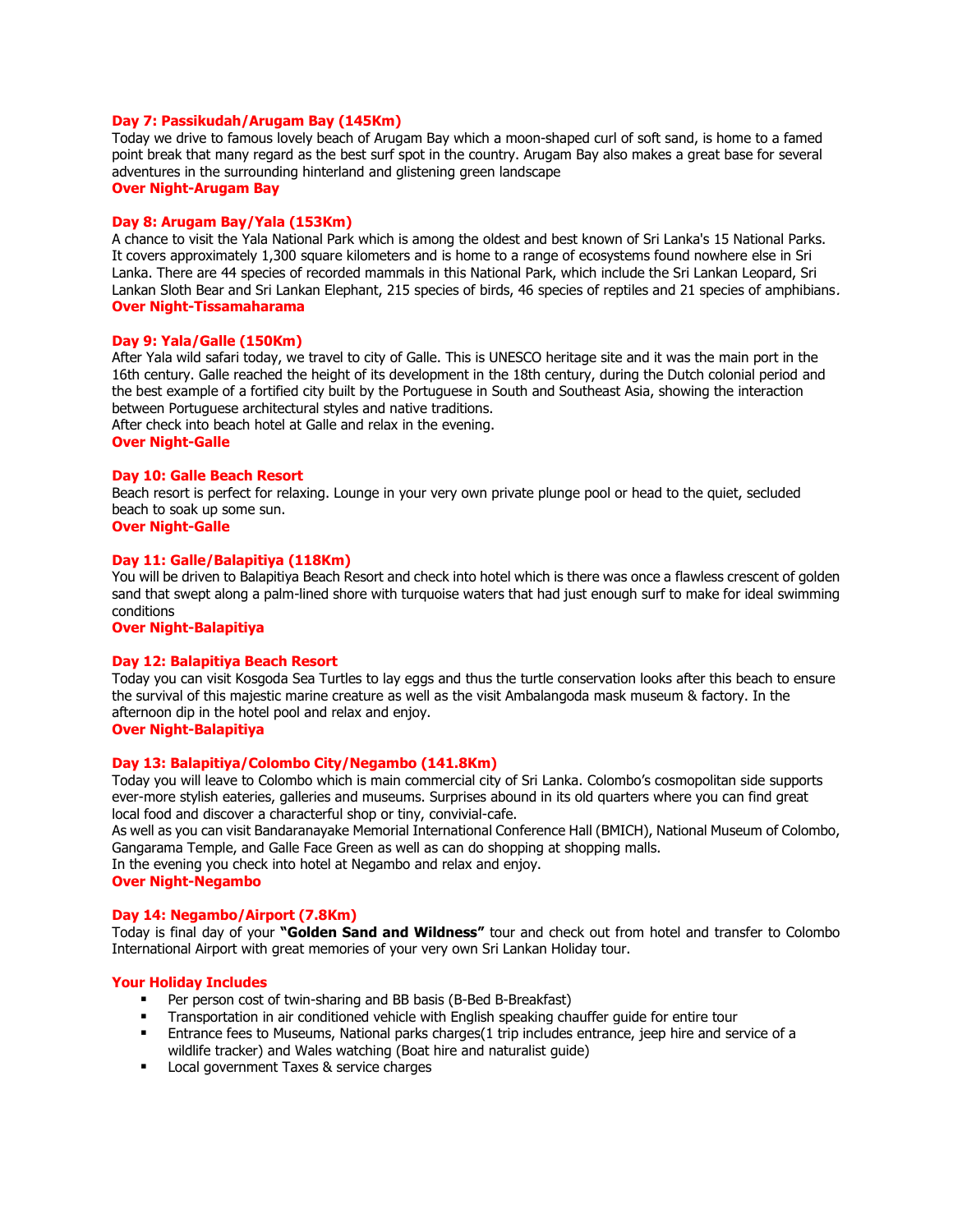**Day 7: Passikudah/Arugam Bay (145Km)**
Today we drive to famous lovely beach of Arugam Bay which a moon-shaped curl of soft sand, is home to a famed point break that many regard as the best surf spot in the country. Arugam Bay also makes a great base for several adventures in the surrounding hinterland and glistening green landscape
**Over Night-Arugam Bay**

**Day 8: Arugam Bay/Yala (153Km)**
A chance to visit the Yala National Park which is among the oldest and best known of Sri Lanka's 15 National Parks. It covers approximately 1,300 square kilometers and is home to a range of ecosystems found nowhere else in Sri Lanka. There are 44 species of recorded mammals in this National Park, which include the Sri Lankan Leopard, Sri Lankan Sloth Bear and Sri Lankan Elephant, 215 species of birds, 46 species of reptiles and 21 species of amphibians.
**Over Night-Tissamaharama**

**Day 9: Yala/Galle (150Km)**
After Yala wild safari today, we travel to city of Galle. This is UNESCO heritage site and it was the main port in the 16th century. Galle reached the height of its development in the 18th century, during the Dutch colonial period and the best example of a fortified city built by the Portuguese in South and Southeast Asia, showing the interaction between Portuguese architectural styles and native traditions.
After check into beach hotel at Galle and relax in the evening.
**Over Night-Galle**

**Day 10: Galle Beach Resort**
Beach resort is perfect for relaxing. Lounge in your very own private plunge pool or head to the quiet, secluded beach to soak up some sun.
**Over Night-Galle**

**Day 11: Galle/Balapitiya (118Km)**
You will be driven to Balapitiya Beach Resort and check into hotel which is there was once a flawless crescent of golden sand that swept along a palm-lined shore with turquoise waters that had just enough surf to make for ideal swimming conditions
**Over Night-Balapitiya**

**Day 12: Balapitiya Beach Resort**
Today you can visit Kosgoda Sea Turtles to lay eggs and thus the turtle conservation looks after this beach to ensure the survival of this majestic marine creature as well as the visit Ambalangoda mask museum & factory. In the afternoon dip in the hotel pool and relax and enjoy.
**Over Night-Balapitiya**

**Day 13: Balapitiya/Colombo City/Negambo (141.8Km)**
Today you will leave to Colombo which is main commercial city of Sri Lanka. Colombo's cosmopolitan side supports ever-more stylish eateries, galleries and museums. Surprises abound in its old quarters where you can find great local food and discover a characterful shop or tiny, convivial-cafe.
As well as you can visit Bandaranayake Memorial International Conference Hall (BMICH), National Museum of Colombo, Gangarama Temple, and Galle Face Green as well as can do shopping at shopping malls.
In the evening you check into hotel at Negambo and relax and enjoy.
**Over Night-Negambo**

**Day 14: Negambo/Airport (7.8Km)**
Today is final day of your **"Golden Sand and Wildness"** tour and check out from hotel and transfer to Colombo International Airport with great memories of your very own Sri Lankan Holiday tour.

**Your Holiday Includes**

- Per person cost of twin-sharing and BB basis (B-Bed B-Breakfast)
- Transportation in air conditioned vehicle with English speaking chauffer guide for entire tour
- Entrance fees to Museums, National parks charges(1 trip includes entrance, jeep hire and service of a wildlife tracker) and Wales watching (Boat hire and naturalist guide)
- Local government Taxes & service charges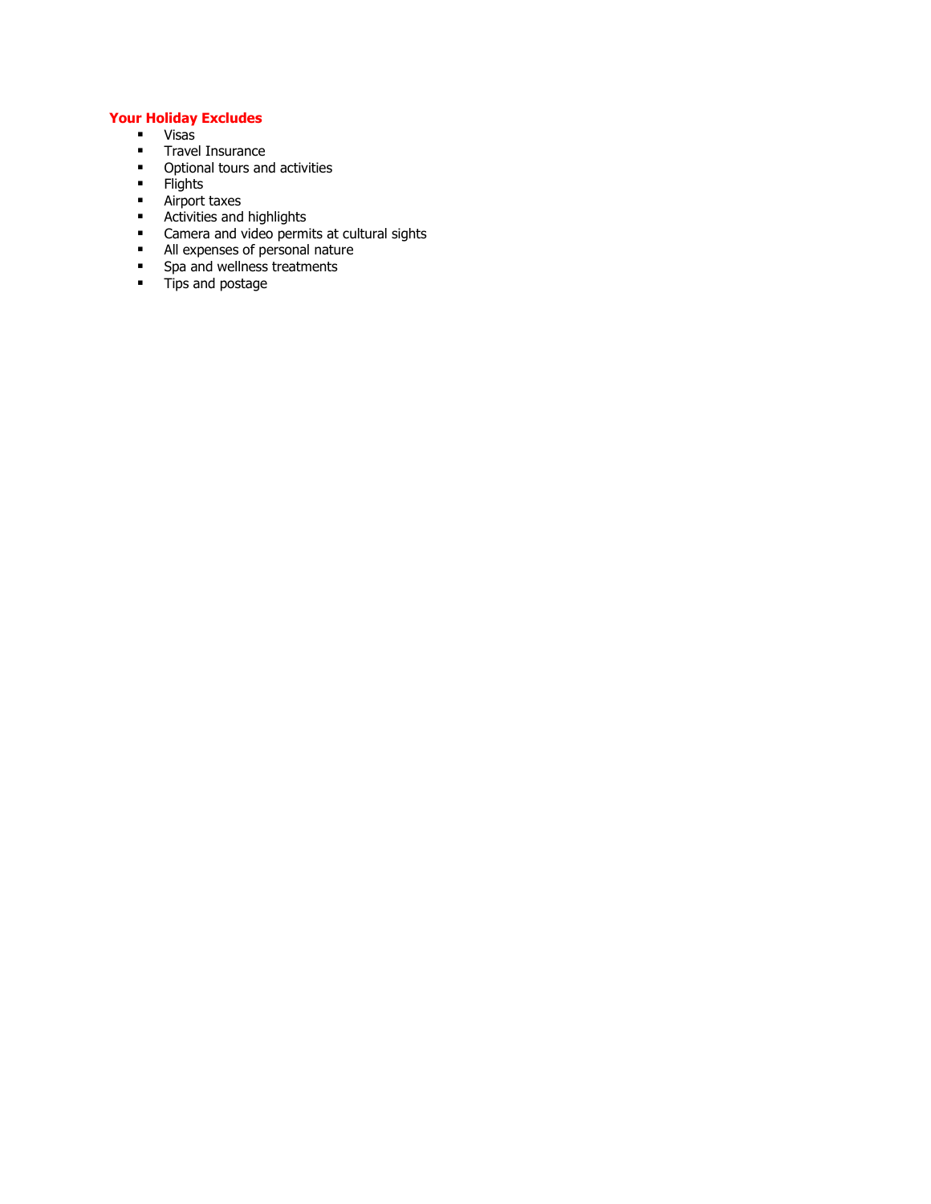**Your Holiday Excludes**

- Visas
- Travel Insurance
- Optional tours and activities
- Flights
- Airport taxes
- Activities and highlights
- Camera and video permits at cultural sights
- All expenses of personal nature
- Spa and wellness treatments
- Tips and postage